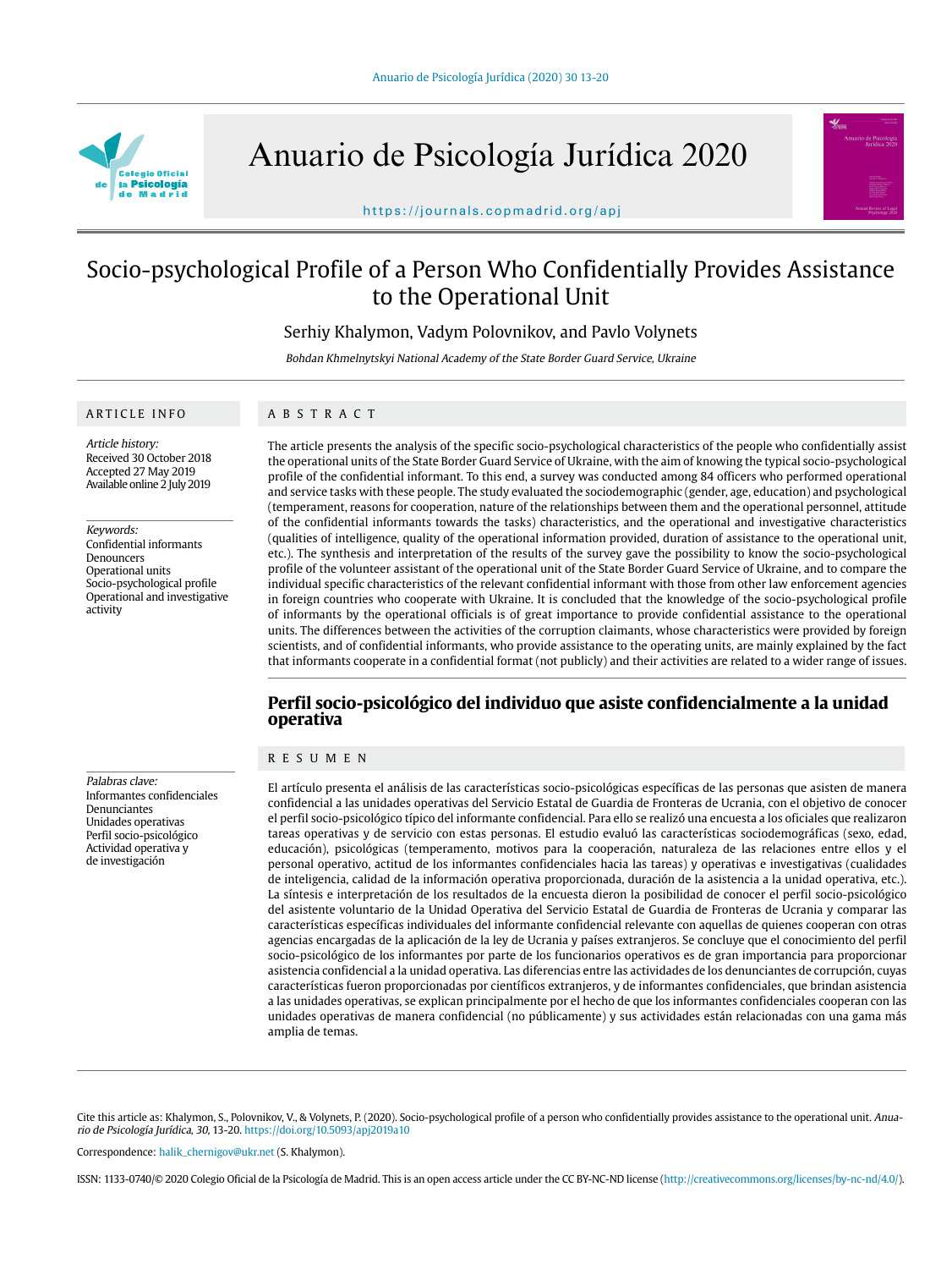# Socio-psychological Profile of a Person Who Confidentially Provides Assistance to the Operational Unit

Serhiy Khalymon, Vadym Polovnikov, and Pavlo Volynets

*Bohdan Khmelnytskyi National Academy of the State Border Guard Service, Ukraine*

## ARTICLE INFO

*Article history:*
Received 30 October 2018
Accepted 27 May 2019
Available online 2 July 2019

*Keywords:*
Confidential informants
Denouncers
Operational units
Socio-psychological profile
Operational and investigative activity

## ABSTRACT

The article presents the analysis of the specific socio-psychological characteristics of the people who confidentially assist the operational units of the State Border Guard Service of Ukraine, with the aim of knowing the typical socio-psychological profile of the confidential informant. To this end, a survey was conducted among 84 officers who performed operational and service tasks with these people. The study evaluated the sociodemographic (gender, age, education) and psychological (temperament, reasons for cooperation, nature of the relationships between them and the operational personnel, attitude of the confidential informants towards the tasks) characteristics, and the operational and investigative characteristics (qualities of intelligence, quality of the operational information provided, duration of assistance to the operational unit, etc.). The synthesis and interpretation of the results of the survey gave the possibility to know the socio-psychological profile of the volunteer assistant of the operational unit of the State Border Guard Service of Ukraine, and to compare the individual specific characteristics of the relevant confidential informant with those from other law enforcement agencies in foreign countries who cooperate with Ukraine. It is concluded that the knowledge of the socio-psychological profile of informants by the operational officials is of great importance to provide confidential assistance to the operational units. The differences between the activities of the corruption claimants, whose characteristics were provided by foreign scientists, and of confidential informants, who provide assistance to the operating units, are mainly explained by the fact that informants cooperate in a confidential format (not publicly) and their activities are related to a wider range of issues.

## Perfil socio-psicológico del individuo que asiste confidencialmente a la unidad operativa

*Palabras clave:*
Informantes confidenciales
Denunciantes
Unidades operativas
Perfil socio-psicológico
Actividad operativa y de investigación

## RESUMEN

El artículo presenta el análisis de las características socio-psicológicas específicas de las personas que asisten de manera confidencial a las unidades operativas del Servicio Estatal de Guardia de Fronteras de Ucrania, con el objetivo de conocer el perfil socio-psicológico típico del informante confidencial. Para ello se realizó una encuesta a los oficiales que realizaron tareas operativas y de servicio con estas personas. El estudio evaluó las características sociodemográficas (sexo, edad, educación), psicológicas (temperamento, motivos para la cooperación, naturaleza de las relaciones entre ellos y el personal operativo, actitud de los informantes confidenciales hacia las tareas) y operativas e investigativas (cualidades de inteligencia, calidad de la información operativa proporcionada, duración de la asistencia a la unidad operativa, etc.). La síntesis e interpretación de los resultados de la encuesta dieron la posibilidad de conocer el perfil socio-psicológico del asistente voluntario de la Unidad Operativa del Servicio Estatal de Guardia de Fronteras de Ucrania y comparar las características específicas individuales del informante confidencial relevante con aquellas de quienes cooperan con otras agencias encargadas de la aplicación de la ley de Ucrania y países extranjeros. Se concluye que el conocimiento del perfil socio-psicológico de los informantes por parte de los funcionarios operativos es de gran importancia para proporcionar asistencia confidencial a la unidad operativa. Las diferencias entre las actividades de los denunciantes de corrupción, cuyas características fueron proporcionadas por científicos extranjeros, y de informantes confidenciales, que brindan asistencia a las unidades operativas, se explican principalmente por el hecho de que los informantes confidenciales cooperan con las unidades operativas de manera confidencial (no públicamente) y sus actividades están relacionadas con una gama más amplia de temas.

Cite this article as: Khalymon, S., Polovnikov, V., & Volynets, P. (2020). Socio-psychological profile of a person who confidentially provides assistance to the operational unit. *Anuario de Psicología Jurídica, 30,* 13-20. https://doi.org/10.5093/apj2019a10

Correspondence: halik_chernigov@ukr.net (S. Khalymon).

ISSN: 1133-0740/© 2020 Colegio Oficial de la Psicología de Madrid. This is an open access article under the CC BY-NC-ND license (http://creativecommons.org/licenses/by-nc-nd/4.0/).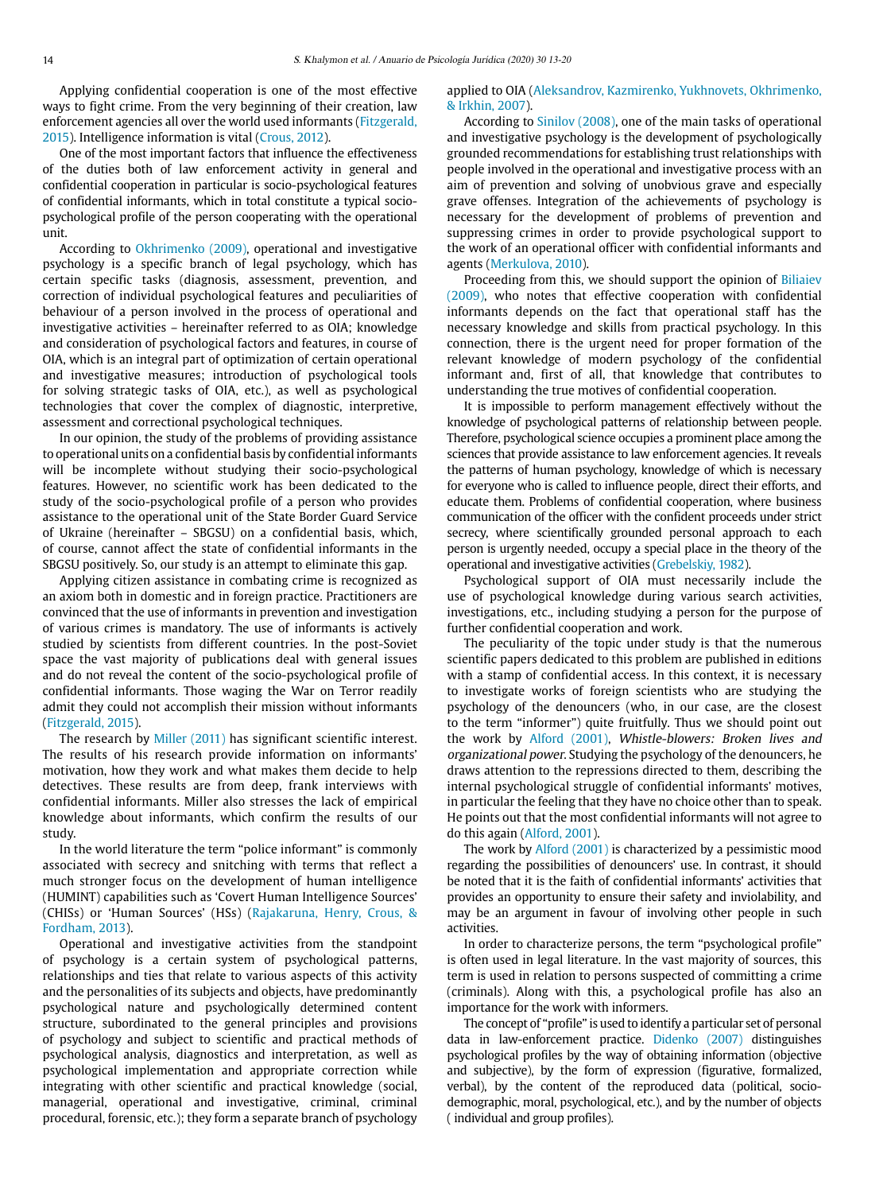Applying confidential cooperation is one of the most effective ways to fight crime. From the very beginning of their creation, law enforcement agencies all over the world used informants (Fitzgerald, 2015). Intelligence information is vital (Crous, 2012).

One of the most important factors that influence the effectiveness of the duties both of law enforcement activity in general and confidential cooperation in particular is socio-psychological features of confidential informants, which in total constitute a typical socio-psychological profile of the person cooperating with the operational unit.

According to Okhrimenko (2009), operational and investigative psychology is a specific branch of legal psychology, which has certain specific tasks (diagnosis, assessment, prevention, and correction of individual psychological features and peculiarities of behaviour of a person involved in the process of operational and investigative activities – hereinafter referred to as OIA; knowledge and consideration of psychological factors and features, in course of OIA, which is an integral part of optimization of certain operational and investigative measures; introduction of psychological tools for solving strategic tasks of OIA, etc.), as well as psychological technologies that cover the complex of diagnostic, interpretive, assessment and correctional psychological techniques.

In our opinion, the study of the problems of providing assistance to operational units on a confidential basis by confidential informants will be incomplete without studying their socio-psychological features. However, no scientific work has been dedicated to the study of the socio-psychological profile of a person who provides assistance to the operational unit of the State Border Guard Service of Ukraine (hereinafter – SBGSU) on a confidential basis, which, of course, cannot affect the state of confidential informants in the SBGSU positively. So, our study is an attempt to eliminate this gap.

Applying citizen assistance in combating crime is recognized as an axiom both in domestic and in foreign practice. Practitioners are convinced that the use of informants in prevention and investigation of various crimes is mandatory. The use of informants is actively studied by scientists from different countries. In the post-Soviet space the vast majority of publications deal with general issues and do not reveal the content of the socio-psychological profile of confidential informants. Those waging the War on Terror readily admit they could not accomplish their mission without informants (Fitzgerald, 2015).

The research by Miller (2011) has significant scientific interest. The results of his research provide information on informants' motivation, how they work and what makes them decide to help detectives. These results are from deep, frank interviews with confidential informants. Miller also stresses the lack of empirical knowledge about informants, which confirm the results of our study.

In the world literature the term "police informant" is commonly associated with secrecy and snitching with terms that reflect a much stronger focus on the development of human intelligence (HUMINT) capabilities such as 'Covert Human Intelligence Sources' (CHISs) or 'Human Sources' (HSs) (Rajakaruna, Henry, Crous, & Fordham, 2013).

Operational and investigative activities from the standpoint of psychology is a certain system of psychological patterns, relationships and ties that relate to various aspects of this activity and the personalities of its subjects and objects, have predominantly psychological nature and psychologically determined content structure, subordinated to the general principles and provisions of psychology and subject to scientific and practical methods of psychological analysis, diagnostics and interpretation, as well as psychological implementation and appropriate correction while integrating with other scientific and practical knowledge (social, managerial, operational and investigative, criminal, criminal procedural, forensic, etc.); they form a separate branch of psychology applied to OIA (Aleksandrov, Kazmirenko, Yukhnovets, Okhrimenko, & Irkhin, 2007).

According to Sinilov (2008), one of the main tasks of operational and investigative psychology is the development of psychologically grounded recommendations for establishing trust relationships with people involved in the operational and investigative process with an aim of prevention and solving of unobvious grave and especially grave offenses. Integration of the achievements of psychology is necessary for the development of problems of prevention and suppressing crimes in order to provide psychological support to the work of an operational officer with confidential informants and agents (Merkulova, 2010).

Proceeding from this, we should support the opinion of Biliaiev (2009), who notes that effective cooperation with confidential informants depends on the fact that operational staff has the necessary knowledge and skills from practical psychology. In this connection, there is the urgent need for proper formation of the relevant knowledge of modern psychology of the confidential informant and, first of all, that knowledge that contributes to understanding the true motives of confidential cooperation.

It is impossible to perform management effectively without the knowledge of psychological patterns of relationship between people. Therefore, psychological science occupies a prominent place among the sciences that provide assistance to law enforcement agencies. It reveals the patterns of human psychology, knowledge of which is necessary for everyone who is called to influence people, direct their efforts, and educate them. Problems of confidential cooperation, where business communication of the officer with the confident proceeds under strict secrecy, where scientifically grounded personal approach to each person is urgently needed, occupy a special place in the theory of the operational and investigative activities (Grebelskiy, 1982).

Psychological support of OIA must necessarily include the use of psychological knowledge during various search activities, investigations, etc., including studying a person for the purpose of further confidential cooperation and work.

The peculiarity of the topic under study is that the numerous scientific papers dedicated to this problem are published in editions with a stamp of confidential access. In this context, it is necessary to investigate works of foreign scientists who are studying the psychology of the denouncers (who, in our case, are the closest to the term "informer") quite fruitfully. Thus we should point out the work by Alford (2001), *Whistle-blowers: Broken lives and organizational power*. Studying the psychology of the denouncers, he draws attention to the repressions directed to them, describing the internal psychological struggle of confidential informants' motives, in particular the feeling that they have no choice other than to speak. He points out that the most confidential informants will not agree to do this again (Alford, 2001).

The work by Alford (2001) is characterized by a pessimistic mood regarding the possibilities of denouncers' use. In contrast, it should be noted that it is the faith of confidential informants' activities that provides an opportunity to ensure their safety and inviolability, and may be an argument in favour of involving other people in such activities.

In order to characterize persons, the term "psychological profile" is often used in legal literature. In the vast majority of sources, this term is used in relation to persons suspected of committing a crime (criminals). Along with this, a psychological profile has also an importance for the work with informers.

The concept of "profile" is used to identify a particular set of personal data in law-enforcement practice. Didenko (2007) distinguishes psychological profiles by the way of obtaining information (objective and subjective), by the form of expression (figurative, formalized, verbal), by the content of the reproduced data (political, socio-demographic, moral, psychological, etc.), and by the number of objects ( individual and group profiles).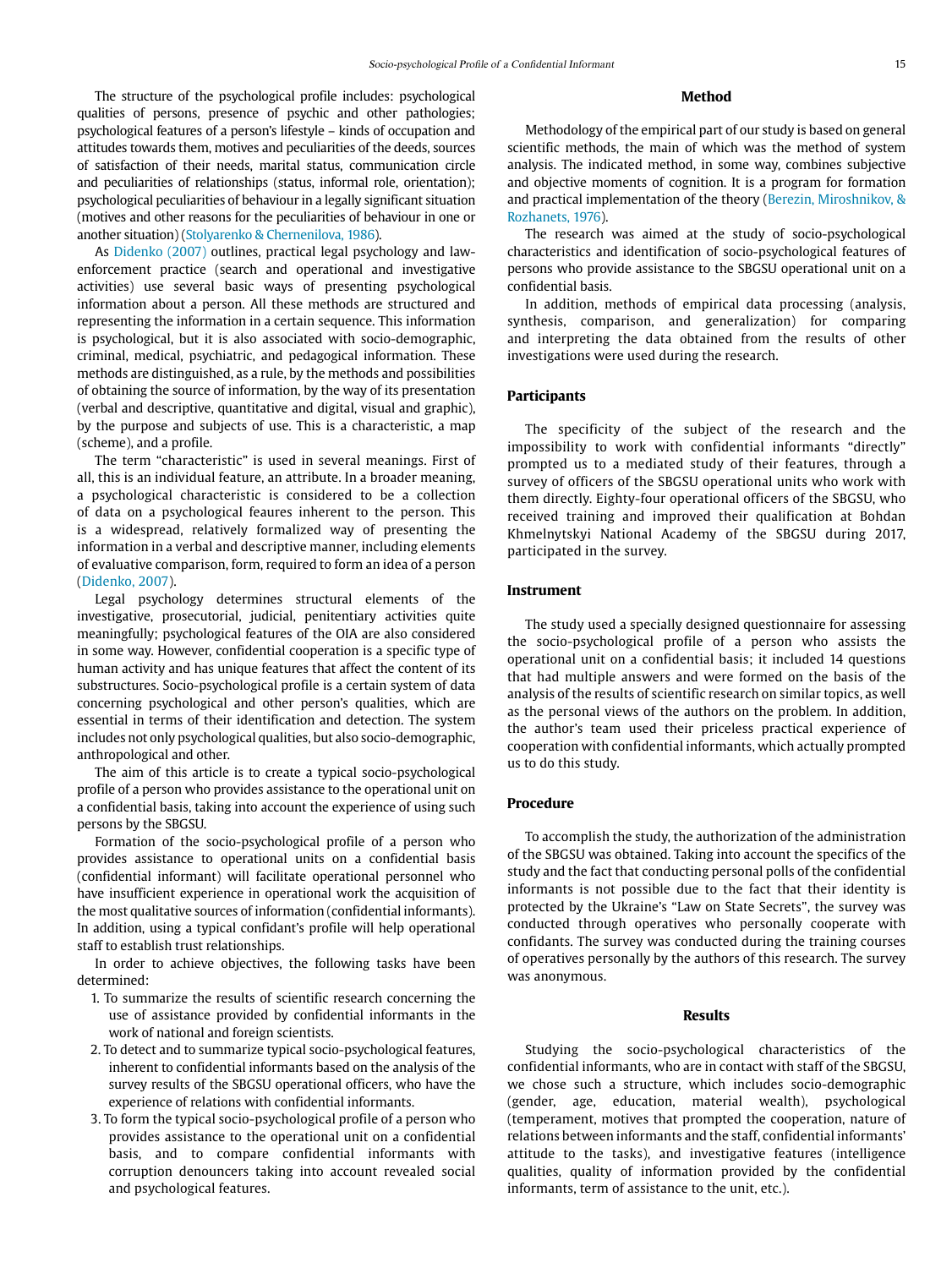The structure of the psychological profile includes: psychological qualities of persons, presence of psychic and other pathologies; psychological features of a person's lifestyle – kinds of occupation and attitudes towards them, motives and peculiarities of the deeds, sources of satisfaction of their needs, marital status, communication circle and peculiarities of relationships (status, informal role, orientation); psychological peculiarities of behaviour in a legally significant situation (motives and other reasons for the peculiarities of behaviour in one or another situation) (Stolyarenko & Chernenilova, 1986).

As Didenko (2007) outlines, practical legal psychology and law-enforcement practice (search and operational and investigative activities) use several basic ways of presenting psychological information about a person. All these methods are structured and representing the information in a certain sequence. This information is psychological, but it is also associated with socio-demographic, criminal, medical, psychiatric, and pedagogical information. These methods are distinguished, as a rule, by the methods and possibilities of obtaining the source of information, by the way of its presentation (verbal and descriptive, quantitative and digital, visual and graphic), by the purpose and subjects of use. This is a characteristic, a map (scheme), and a profile.

The term "characteristic" is used in several meanings. First of all, this is an individual feature, an attribute. In a broader meaning, a psychological characteristic is considered to be a collection of data on a psychological feaures inherent to the person. This is a widespread, relatively formalized way of presenting the information in a verbal and descriptive manner, including elements of evaluative comparison, form, required to form an idea of a person (Didenko, 2007).

Legal psychology determines structural elements of the investigative, prosecutorial, judicial, penitentiary activities quite meaningfully; psychological features of the OIA are also considered in some way. However, confidential cooperation is a specific type of human activity and has unique features that affect the content of its substructures. Socio-psychological profile is a certain system of data concerning psychological and other person's qualities, which are essential in terms of their identification and detection. The system includes not only psychological qualities, but also socio-demographic, anthropological and other.

The aim of this article is to create a typical socio-psychological profile of a person who provides assistance to the operational unit on a confidential basis, taking into account the experience of using such persons by the SBGSU.

Formation of the socio-psychological profile of a person who provides assistance to operational units on a confidential basis (confidential informant) will facilitate operational personnel who have insufficient experience in operational work the acquisition of the most qualitative sources of information (confidential informants). In addition, using a typical confidant's profile will help operational staff to establish trust relationships.

In order to achieve objectives, the following tasks have been determined:

1. To summarize the results of scientific research concerning the use of assistance provided by confidential informants in the work of national and foreign scientists.
2. To detect and to summarize typical socio-psychological features, inherent to confidential informants based on the analysis of the survey results of the SBGSU operational officers, who have the experience of relations with confidential informants.
3. To form the typical socio-psychological profile of a person who provides assistance to the operational unit on a confidential basis, and to compare confidential informants with corruption denouncers taking into account revealed social and psychological features.

## Method

Methodology of the empirical part of our study is based on general scientific methods, the main of which was the method of system analysis. The indicated method, in some way, combines subjective and objective moments of cognition. It is a program for formation and practical implementation of the theory (Berezin, Miroshnikov, & Rozhanets, 1976).

The research was aimed at the study of socio-psychological characteristics and identification of socio-psychological features of persons who provide assistance to the SBGSU operational unit on a confidential basis.

In addition, methods of empirical data processing (analysis, synthesis, comparison, and generalization) for comparing and interpreting the data obtained from the results of other investigations were used during the research.

### Participants

The specificity of the subject of the research and the impossibility to work with confidential informants "directly" prompted us to a mediated study of their features, through a survey of officers of the SBGSU operational units who work with them directly. Eighty-four operational officers of the SBGSU, who received training and improved their qualification at Bohdan Khmelnytskyi National Academy of the SBGSU during 2017, participated in the survey.

### Instrument

The study used a specially designed questionnaire for assessing the socio-psychological profile of a person who assists the operational unit on a confidential basis; it included 14 questions that had multiple answers and were formed on the basis of the analysis of the results of scientific research on similar topics, as well as the personal views of the authors on the problem. In addition, the author's team used their priceless practical experience of cooperation with confidential informants, which actually prompted us to do this study.

### Procedure

To accomplish the study, the authorization of the administration of the SBGSU was obtained. Taking into account the specifics of the study and the fact that conducting personal polls of the confidential informants is not possible due to the fact that their identity is protected by the Ukraine's "Law on State Secrets", the survey was conducted through operatives who personally cooperate with confidants. The survey was conducted during the training courses of operatives personally by the authors of this research. The survey was anonymous.

## Results

Studying the socio-psychological characteristics of the confidential informants, who are in contact with staff of the SBGSU, we chose such a structure, which includes socio-demographic (gender, age, education, material wealth), psychological (temperament, motives that prompted the cooperation, nature of relations between informants and the staff, confidential informants' attitude to the tasks), and investigative features (intelligence qualities, quality of information provided by the confidential informants, term of assistance to the unit, etc.).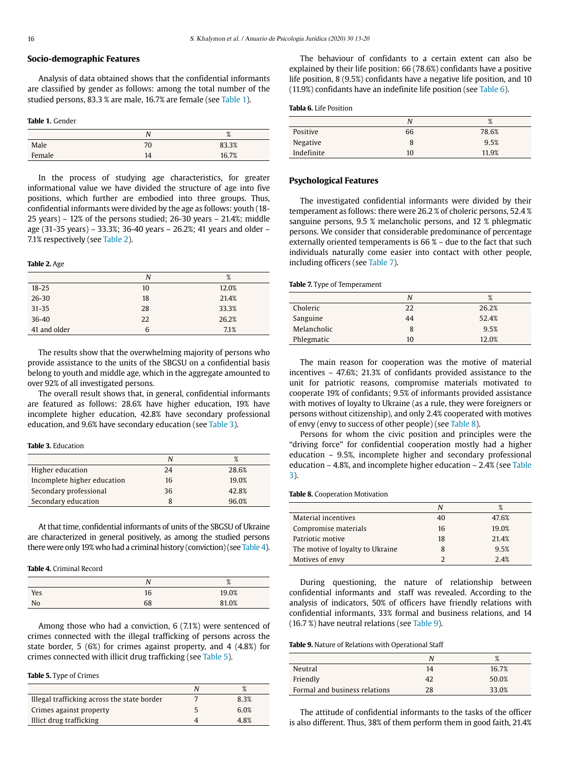## Socio-demographic Features

Analysis of data obtained shows that the confidential informants are classified by gender as follows: among the total number of the studied persons, 83.3 % are male, 16.7% are female (see Table 1).

**Table 1.** Gender

| | *N* | % |
|---|---|---|
| Male | 70 | 83.3% |
| Female | 14 | 16.7% |

In the process of studying age characteristics, for greater informational value we have divided the structure of age into five positions, which further are embodied into three groups. Thus, confidential informants were divided by the age as follows: youth (18-25 years) – 12% of the persons studied; 26-30 years – 21.4%; middle age (31-35 years) – 33.3%; 36-40 years – 26.2%; 41 years and older – 7.1% respectively (see Table 2).

**Table 2.** Age

| | *N* | % |
|---|---|---|
| 18-25 | 10 | 12.0% |
| 26-30 | 18 | 21.4% |
| 31-35 | 28 | 33.3% |
| 36-40 | 22 | 26.2% |
| 41 and older | 6 | 7.1% |

The results show that the overwhelming majority of persons who provide assistance to the units of the SBGSU on a confidential basis belong to youth and middle age, which in the aggregate amounted to over 92% of all investigated persons.

The overall result shows that, in general, confidential informants are featured as follows: 28.6% have higher education, 19% have incomplete higher education, 42.8% have secondary professional education, and 9.6% have secondary education (see Table 3).

**Table 3.** Education

| | *N* | % |
|---|---|---|
| Higher education | 24 | 28.6% |
| Incomplete higher education | 16 | 19.0% |
| Secondary professional | 36 | 42.8% |
| Secondary education | 8 | 96.0% |

At that time, confidential informants of units of the SBGSU of Ukraine are characterized in general positively, as among the studied persons there were only 19% who had a criminal history (conviction) (see Table 4).

**Table 4.** Criminal Record

| | *N* | % |
|---|---|---|
| Yes | 16 | 19.0% |
| No | 68 | 81.0% |

Among those who had a conviction, 6 (7.1%) were sentenced of crimes connected with the illegal trafficking of persons across the state border, 5 (6%) for crimes against property, and 4 (4.8%) for crimes connected with illicit drug trafficking (see Table 5).

**Table 5.** Type of Crimes

| | *N* | % |
|---|---|---|
| Illegal trafficking across the state border | 7 | 8.3% |
| Crimes against property | 5 | 6.0% |
| Illicit drug trafficking | 4 | 4.8% |

The behaviour of confidants to a certain extent can also be explained by their life position: 66 (78.6%) confidants have a positive life position, 8 (9.5%) confidants have a negative life position, and 10 (11.9%) confidants have an indefinite life position (see Table 6).

**Tabla 6.** Life Position

| | *N* | % |
|---|---|---|
| Positive | 66 | 78.6% |
| Negative | 8 | 9.5% |
| Indefinite | 10 | 11.9% |

## Psychological Features

The investigated confidential informants were divided by their temperament as follows: there were 26.2 % of choleric persons, 52.4 % sanguine persons, 9.5 % melancholic persons, and 12 % phlegmatic persons. We consider that considerable predominance of percentage externally oriented temperaments is 66 % – due to the fact that such individuals naturally come easier into contact with other people, including officers (see Table 7).

**Table 7.** Type of Temperament

| | *N* | % |
|---|---|---|
| Choleric | 22 | 26.2% |
| Sanguine | 44 | 52.4% |
| Melancholic | 8 | 9.5% |
| Phlegmatic | 10 | 12.0% |

The main reason for cooperation was the motive of material incentives – 47.6%; 21.3% of confidants provided assistance to the unit for patriotic reasons, compromise materials motivated to cooperate 19% of confidants; 9.5% of informants provided assistance with motives of loyalty to Ukraine (as a rule, they were foreigners or persons without citizenship), and only 2.4% cooperated with motives of envy (envy to success of other people) (see Table 8).

Persons for whom the civic position and principles were the "driving force" for confidential cooperation mostly had a higher education – 9.5%, incomplete higher and secondary professional education – 4.8%, and incomplete higher education – 2.4% (see Table 3).

**Table 8.** Cooperation Motivation

| | *N* | % |
|---|---|---|
| Material incentives | 40 | 47.6% |
| Compromise materials | 16 | 19.0% |
| Patriotic motive | 18 | 21.4% |
| The motive of loyalty to Ukraine | 8 | 9.5% |
| Motives of envy | 2 | 2.4% |

During questioning, the nature of relationship between confidential informants and staff was revealed. According to the analysis of indicators, 50% of officers have friendly relations with confidential informants, 33% formal and business relations, and 14 (16.7 %) have neutral relations (see Table 9).

**Table 9.** Nature of Relations with Operational Staff

| | *N* | % |
|---|---|---|
| Neutral | 14 | 16.7% |
| Friendly | 42 | 50.0% |
| Formal and business relations | 28 | 33.0% |

The attitude of confidential informants to the tasks of the officer is also different. Thus, 38% of them perform them in good faith, 21.4%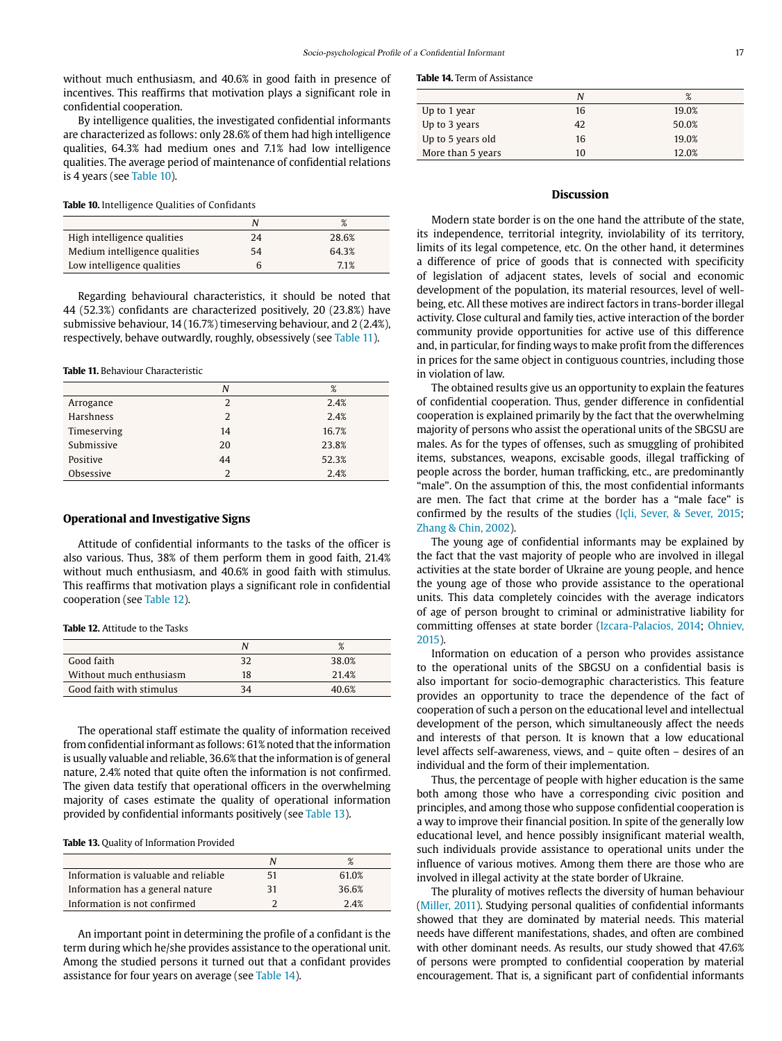without much enthusiasm, and 40.6% in good faith in presence of incentives. This reaffirms that motivation plays a significant role in confidential cooperation.

By intelligence qualities, the investigated confidential informants are characterized as follows: only 28.6% of them had high intelligence qualities, 64.3% had medium ones and 7.1% had low intelligence qualities. The average period of maintenance of confidential relations is 4 years (see Table 10).

**Table 10.** Intelligence Qualities of Confidants

| | *N* | % |
|---|---|---|
| High intelligence qualities | 24 | 28.6% |
| Medium intelligence qualities | 54 | 64.3% |
| Low intelligence qualities | 6 | 7.1% |

Regarding behavioural characteristics, it should be noted that 44 (52.3%) confidants are characterized positively, 20 (23.8%) have submissive behaviour, 14 (16.7%) timeserving behaviour, and 2 (2.4%), respectively, behave outwardly, roughly, obsessively (see Table 11).

**Table 11.** Behaviour Characteristic

| | *N* | % |
|---|---|---|
| Arrogance | 2 | 2.4% |
| Harshness | 2 | 2.4% |
| Timeserving | 14 | 16.7% |
| Submissive | 20 | 23.8% |
| Positive | 44 | 52.3% |
| Obsessive | 2 | 2.4% |

### Operational and Investigative Signs

Attitude of confidential informants to the tasks of the officer is also various. Thus, 38% of them perform them in good faith, 21.4% without much enthusiasm, and 40.6% in good faith with stimulus. This reaffirms that motivation plays a significant role in confidential cooperation (see Table 12).

**Table 12.** Attitude to the Tasks

| | *N* | % |
|---|---|---|
| Good faith | 32 | 38.0% |
| Without much enthusiasm | 18 | 21.4% |
| Good faith with stimulus | 34 | 40.6% |

The operational staff estimate the quality of information received from confidential informant as follows: 61% noted that the information is usually valuable and reliable, 36.6% that the information is of general nature, 2.4% noted that quite often the information is not confirmed. The given data testify that operational officers in the overwhelming majority of cases estimate the quality of operational information provided by confidential informants positively (see Table 13).

**Table 13.** Quality of Information Provided

| | *N* | % |
|---|---|---|
| Information is valuable and reliable | 51 | 61.0% |
| Information has a general nature | 31 | 36.6% |
| Information is not confirmed | 2 | 2.4% |

An important point in determining the profile of a confidant is the term during which he/she provides assistance to the operational unit. Among the studied persons it turned out that a confidant provides assistance for four years on average (see Table 14).

**Table 14.** Term of Assistance

| | *N* | % |
|---|---|---|
| Up to 1 year | 16 | 19.0% |
| Up to 3 years | 42 | 50.0% |
| Up to 5 years old | 16 | 19.0% |
| More than 5 years | 10 | 12.0% |

## Discussion

Modern state border is on the one hand the attribute of the state, its independence, territorial integrity, inviolability of its territory, limits of its legal competence, etc. On the other hand, it determines a difference of price of goods that is connected with specificity of legislation of adjacent states, levels of social and economic development of the population, its material resources, level of well-being, etc. All these motives are indirect factors in trans-border illegal activity. Close cultural and family ties, active interaction of the border community provide opportunities for active use of this difference and, in particular, for finding ways to make profit from the differences in prices for the same object in contiguous countries, including those in violation of law.

The obtained results give us an opportunity to explain the features of confidential cooperation. Thus, gender difference in confidential cooperation is explained primarily by the fact that the overwhelming majority of persons who assist the operational units of the SBGSU are males. As for the types of offenses, such as smuggling of prohibited items, substances, weapons, excisable goods, illegal trafficking of people across the border, human trafficking, etc., are predominantly "male". On the assumption of this, the most confidential informants are men. The fact that crime at the border has a "male face" is confirmed by the results of the studies (Içli, Sever, & Sever, 2015; Zhang & Chin, 2002).

The young age of confidential informants may be explained by the fact that the vast majority of people who are involved in illegal activities at the state border of Ukraine are young people, and hence the young age of those who provide assistance to the operational units. This data completely coincides with the average indicators of age of person brought to criminal or administrative liability for committing offenses at state border (Izcara-Palacios, 2014; Ohniev, 2015).

Information on education of a person who provides assistance to the operational units of the SBGSU on a confidential basis is also important for socio-demographic characteristics. This feature provides an opportunity to trace the dependence of the fact of cooperation of such a person on the educational level and intellectual development of the person, which simultaneously affect the needs and interests of that person. It is known that a low educational level affects self-awareness, views, and – quite often – desires of an individual and the form of their implementation.

Thus, the percentage of people with higher education is the same both among those who have a corresponding civic position and principles, and among those who suppose confidential cooperation is a way to improve their financial position. In spite of the generally low educational level, and hence possibly insignificant material wealth, such individuals provide assistance to operational units under the influence of various motives. Among them there are those who are involved in illegal activity at the state border of Ukraine.

The plurality of motives reflects the diversity of human behaviour (Miller, 2011). Studying personal qualities of confidential informants showed that they are dominated by material needs. This material needs have different manifestations, shades, and often are combined with other dominant needs. As results, our study showed that 47.6% of persons were prompted to confidential cooperation by material encouragement. That is, a significant part of confidential informants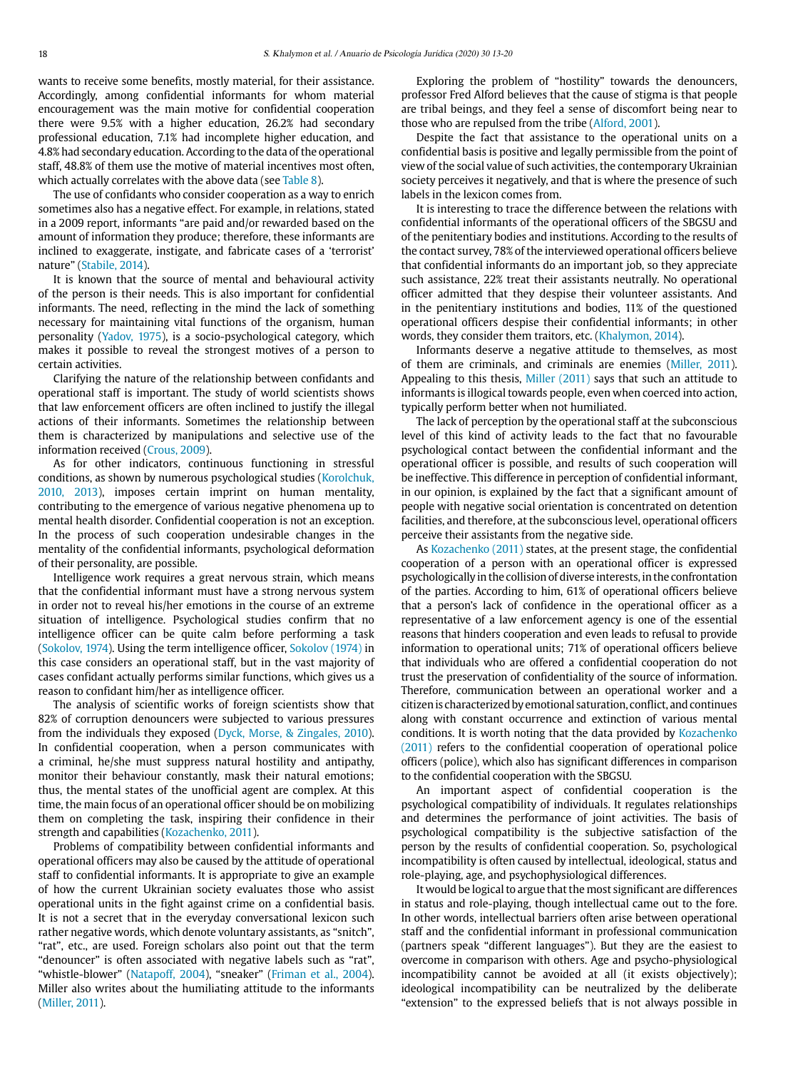wants to receive some benefits, mostly material, for their assistance. Accordingly, among confidential informants for whom material encouragement was the main motive for confidential cooperation there were 9.5% with a higher education, 26.2% had secondary professional education, 7.1% had incomplete higher education, and 4.8% had secondary education. According to the data of the operational staff, 48.8% of them use the motive of material incentives most often, which actually correlates with the above data (see Table 8).

The use of confidants who consider cooperation as a way to enrich sometimes also has a negative effect. For example, in relations, stated in a 2009 report, informants "are paid and/or rewarded based on the amount of information they produce; therefore, these informants are inclined to exaggerate, instigate, and fabricate cases of a 'terrorist' nature" (Stabile, 2014).

It is known that the source of mental and behavioural activity of the person is their needs. This is also important for confidential informants. The need, reflecting in the mind the lack of something necessary for maintaining vital functions of the organism, human personality (Yadov, 1975), is a socio-psychological category, which makes it possible to reveal the strongest motives of a person to certain activities.

Clarifying the nature of the relationship between confidants and operational staff is important. The study of world scientists shows that law enforcement officers are often inclined to justify the illegal actions of their informants. Sometimes the relationship between them is characterized by manipulations and selective use of the information received (Crous, 2009).

As for other indicators, continuous functioning in stressful conditions, as shown by numerous psychological studies (Korolchuk, 2010, 2013), imposes certain imprint on human mentality, contributing to the emergence of various negative phenomena up to mental health disorder. Confidential cooperation is not an exception. In the process of such cooperation undesirable changes in the mentality of the confidential informants, psychological deformation of their personality, are possible.

Intelligence work requires a great nervous strain, which means that the confidential informant must have a strong nervous system in order not to reveal his/her emotions in the course of an extreme situation of intelligence. Psychological studies confirm that no intelligence officer can be quite calm before performing a task (Sokolov, 1974). Using the term intelligence officer, Sokolov (1974) in this case considers an operational staff, but in the vast majority of cases confidant actually performs similar functions, which gives us a reason to confidant him/her as intelligence officer.

The analysis of scientific works of foreign scientists show that 82% of corruption denouncers were subjected to various pressures from the individuals they exposed (Dyck, Morse, & Zingales, 2010). In confidential cooperation, when a person communicates with a criminal, he/she must suppress natural hostility and antipathy, monitor their behaviour constantly, mask their natural emotions; thus, the mental states of the unofficial agent are complex. At this time, the main focus of an operational officer should be on mobilizing them on completing the task, inspiring their confidence in their strength and capabilities (Kozachenko, 2011).

Problems of compatibility between confidential informants and operational officers may also be caused by the attitude of operational staff to confidential informants. It is appropriate to give an example of how the current Ukrainian society evaluates those who assist operational units in the fight against crime on a confidential basis. It is not a secret that in the everyday conversational lexicon such rather negative words, which denote voluntary assistants, as "snitch", "rat", etc., are used. Foreign scholars also point out that the term "denouncer" is often associated with negative labels such as "rat", "whistle-blower" (Natapoff, 2004), "sneaker" (Friman et al., 2004). Miller also writes about the humiliating attitude to the informants (Miller, 2011).

Exploring the problem of "hostility" towards the denouncers, professor Fred Alford believes that the cause of stigma is that people are tribal beings, and they feel a sense of discomfort being near to those who are repulsed from the tribe (Alford, 2001).

Despite the fact that assistance to the operational units on a confidential basis is positive and legally permissible from the point of view of the social value of such activities, the contemporary Ukrainian society perceives it negatively, and that is where the presence of such labels in the lexicon comes from.

It is interesting to trace the difference between the relations with confidential informants of the operational officers of the SBGSU and of the penitentiary bodies and institutions. According to the results of the contact survey, 78% of the interviewed operational officers believe that confidential informants do an important job, so they appreciate such assistance, 22% treat their assistants neutrally. No operational officer admitted that they despise their volunteer assistants. And in the penitentiary institutions and bodies, 11% of the questioned operational officers despise their confidential informants; in other words, they consider them traitors, etc. (Khalymon, 2014).

Informants deserve a negative attitude to themselves, as most of them are criminals, and criminals are enemies (Miller, 2011). Appealing to this thesis, Miller (2011) says that such an attitude to informants is illogical towards people, even when coerced into action, typically perform better when not humiliated.

The lack of perception by the operational staff at the subconscious level of this kind of activity leads to the fact that no favourable psychological contact between the confidential informant and the operational officer is possible, and results of such cooperation will be ineffective. This difference in perception of confidential informant, in our opinion, is explained by the fact that a significant amount of people with negative social orientation is concentrated on detention facilities, and therefore, at the subconscious level, operational officers perceive their assistants from the negative side.

As Kozachenko (2011) states, at the present stage, the confidential cooperation of a person with an operational officer is expressed psychologically in the collision of diverse interests, in the confrontation of the parties. According to him, 61% of operational officers believe that a person's lack of confidence in the operational officer as a representative of a law enforcement agency is one of the essential reasons that hinders cooperation and even leads to refusal to provide information to operational units; 71% of operational officers believe that individuals who are offered a confidential cooperation do not trust the preservation of confidentiality of the source of information. Therefore, communication between an operational worker and a citizen is characterized by emotional saturation, conflict, and continues along with constant occurrence and extinction of various mental conditions. It is worth noting that the data provided by Kozachenko (2011) refers to the confidential cooperation of operational police officers (police), which also has significant differences in comparison to the confidential cooperation with the SBGSU.

An important aspect of confidential cooperation is the psychological compatibility of individuals. It regulates relationships and determines the performance of joint activities. The basis of psychological compatibility is the subjective satisfaction of the person by the results of confidential cooperation. So, psychological incompatibility is often caused by intellectual, ideological, status and role-playing, age, and psychophysiological differences.

It would be logical to argue that the most significant are differences in status and role-playing, though intellectual came out to the fore. In other words, intellectual barriers often arise between operational staff and the confidential informant in professional communication (partners speak "different languages"). But they are the easiest to overcome in comparison with others. Age and psycho-physiological incompatibility cannot be avoided at all (it exists objectively); ideological incompatibility can be neutralized by the deliberate "extension" to the expressed beliefs that is not always possible in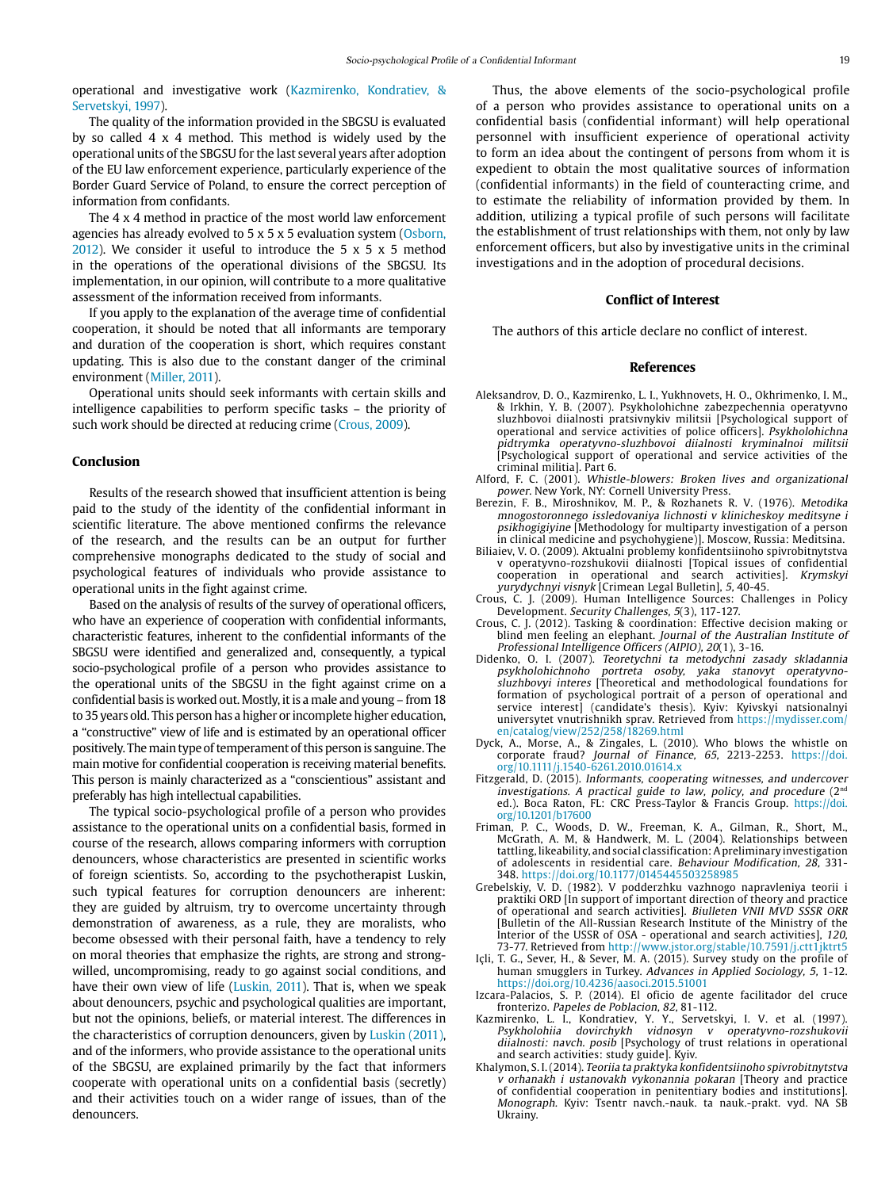operational and investigative work (Kazmirenko, Kondratiev, & Servetskyi, 1997).

The quality of the information provided in the SBGSU is evaluated by so called 4 x 4 method. This method is widely used by the operational units of the SBGSU for the last several years after adoption of the EU law enforcement experience, particularly experience of the Border Guard Service of Poland, to ensure the correct perception of information from confidants.

The 4 x 4 method in practice of the most world law enforcement agencies has already evolved to 5 x 5 x 5 evaluation system (Osborn, 2012). We consider it useful to introduce the 5 x 5 x 5 method in the operations of the operational divisions of the SBGSU. Its implementation, in our opinion, will contribute to a more qualitative assessment of the information received from informants.

If you apply to the explanation of the average time of confidential cooperation, it should be noted that all informants are temporary and duration of the cooperation is short, which requires constant updating. This is also due to the constant danger of the criminal environment (Miller, 2011).

Operational units should seek informants with certain skills and intelligence capabilities to perform specific tasks – the priority of such work should be directed at reducing crime (Crous, 2009).

## Conclusion

Results of the research showed that insufficient attention is being paid to the study of the identity of the confidential informant in scientific literature. The above mentioned confirms the relevance of the research, and the results can be an output for further comprehensive monographs dedicated to the study of social and psychological features of individuals who provide assistance to operational units in the fight against crime.

Based on the analysis of results of the survey of operational officers, who have an experience of cooperation with confidential informants, characteristic features, inherent to the confidential informants of the SBGSU were identified and generalized and, consequently, a typical socio-psychological profile of a person who provides assistance to the operational units of the SBGSU in the fight against crime on a confidential basis is worked out. Mostly, it is a male and young – from 18 to 35 years old. This person has a higher or incomplete higher education, a "constructive" view of life and is estimated by an operational officer positively. The main type of temperament of this person is sanguine. The main motive for confidential cooperation is receiving material benefits. This person is mainly characterized as a "conscientious" assistant and preferably has high intellectual capabilities.

The typical socio-psychological profile of a person who provides assistance to the operational units on a confidential basis, formed in course of the research, allows comparing informers with corruption denouncers, whose characteristics are presented in scientific works of foreign scientists. So, according to the psychotherapist Luskin, such typical features for corruption denouncers are inherent: they are guided by altruism, try to overcome uncertainty through demonstration of awareness, as a rule, they are moralists, who become obsessed with their personal faith, have a tendency to rely on moral theories that emphasize the rights, are strong and strong-willed, uncompromising, ready to go against social conditions, and have their own view of life (Luskin, 2011). That is, when we speak about denouncers, psychic and psychological qualities are important, but not the opinions, beliefs, or material interest. The differences in the characteristics of corruption denouncers, given by Luskin (2011), and of the informers, who provide assistance to the operational units of the SBGSU, are explained primarily by the fact that informers cooperate with operational units on a confidential basis (secretly) and their activities touch on a wider range of issues, than of the denouncers.

Thus, the above elements of the socio-psychological profile of a person who provides assistance to operational units on a confidential basis (confidential informant) will help operational personnel with insufficient experience of operational activity to form an idea about the contingent of persons from whom it is expedient to obtain the most qualitative sources of information (confidential informants) in the field of counteracting crime, and to estimate the reliability of information provided by them. In addition, utilizing a typical profile of such persons will facilitate the establishment of trust relationships with them, not only by law enforcement officers, but also by investigative units in the criminal investigations and in the adoption of procedural decisions.

## Conflict of Interest

The authors of this article declare no conflict of interest.

## References

Aleksandrov, D. O., Kazmirenko, L. I., Yukhnovets, H. O., Okhrimenko, I. M., & Irkhin, Y. B. (2007). Psykholohichne zabezpechennia operatyvno sluzhbovoi diialnosti pratsivnykiv militsii [Psychological support of operational and service activities of police officers]. *Psykholohichna pidtrymka operatyvno-sluzhbovoi diialnosti kryminalnoi militsii* [Psychological support of operational and service activities of the criminal militia]. Part 6.

Alford, F. C. (2001). *Whistle-blowers: Broken lives and organizational power*. New York, NY: Cornell University Press.

Berezin, F. B., Miroshnikov, M. P., & Rozhanets R. V. (1976). *Metodika mnogostoronnego issledovaniya lichnosti v klinicheskoy meditsyne i psikhogigiyine* [Methodology for multiparty investigation of a person in clinical medicine and psychohygiene)]. Moscow, Russia: Meditsina.

Biliaiev, V. O. (2009). Aktualni problemy konfidentsiinoho spivrobitnytstva v operatyvno-rozshukovii diialnosti [Topical issues of confidential cooperation in operational and search activities]. *Krymskyi yurydychnyi visnyk* [Crimean Legal Bulletin], *5*, 40-45.

Crous, C. J. (2009). Human Intelligence Sources: Challenges in Policy Development. *Security Challenges, 5*(3), 117-127.

Crous, C. J. (2012). Tasking & coordination: Effective decision making or blind men feeling an elephant. *Journal of the Australian Institute of Professional Intelligence Officers (AIPIO), 20*(1), 3-16.

Didenko, O. I. (2007). *Teoretychni ta metodychni zasady skladannia psykholohichnoho portreta osoby, yaka stanovyt operatyvno-sluzhbovyi interes* [Theoretical and methodological foundations for formation of psychological portrait of a person of operational and service interest] (candidate's thesis). Kyiv: Kyivskyi natsionalnyi universytet vnutrishnikh sprav. Retrieved from https://mydisser.com/en/catalog/view/252/258/18269.html

Dyck, A., Morse, A., & Zingales, L. (2010). Who blows the whistle on corporate fraud? *Journal of Finance, 65*, 2213-2253. https://doi.org/10.1111/j.1540-6261.2010.01614.x

Fitzgerald, D. (2015). *Informants, cooperating witnesses, and undercover investigations. A practical guide to law, policy, and procedure* (2nd ed.). Boca Raton, FL: CRC Press-Taylor & Francis Group. https://doi.org/10.1201/b17600

Friman, P. C., Woods, D. W., Freeman, K. A., Gilman, R., Short, M., McGrath, A. M, & Handwerk, M. L. (2004). Relationships between tattling, likeability, and social classification: A preliminary investigation of adolescents in residential care. *Behaviour Modification, 28*, 331-348. https://doi.org/10.1177/0145445503258985

Grebelskiy, V. D. (1982). V podderzhku vazhnogo napravleniya teorii i praktiki ORD [In support of important direction of theory and practice of operational and search activities]. *Biulleten VNII MVD SSSR ORR* [Bulletin of the All-Russian Research Institute of the Ministry of the Interior of the USSR of OSA - operational and search activities], *120*, 73-77. Retrieved from http://www.jstor.org/stable/10.7591/j.ctt1jktrt5

Içli, T. G., Sever, H., & Sever, M. A. (2015). Survey study on the profile of human smugglers in Turkey. *Advances in Applied Sociology, 5*, 1-12. https://doi.org/10.4236/aasoci.2015.51001

Izcara-Palacios, S. P. (2014). El oficio de agente facilitador del cruce fronterizo. *Papeles de Poblacion, 82*, 81-112.

Kazmirenko, L. I., Kondratiev, Y. Y., Servetskyi, I. V. et al. (1997). *Psykholohiia dovirchykh vidnosyn v operatyvno-rozshukovii diialnosti: navch. posib* [Psychology of trust relations in operational and search activities: study guide]. Kyiv.

Khalymon, S. I. (2014). *Teoriia ta praktyka konfidentsiinoho spivrobitnytstva v orhanakh i ustanovakh vykonannia pokaran* [Theory and practice of confidential cooperation in penitentiary bodies and institutions]. *Monograph*. Kyiv: Tsentr navch.-nauk. ta nauk.-prakt. vyd. NA SB Ukrainy.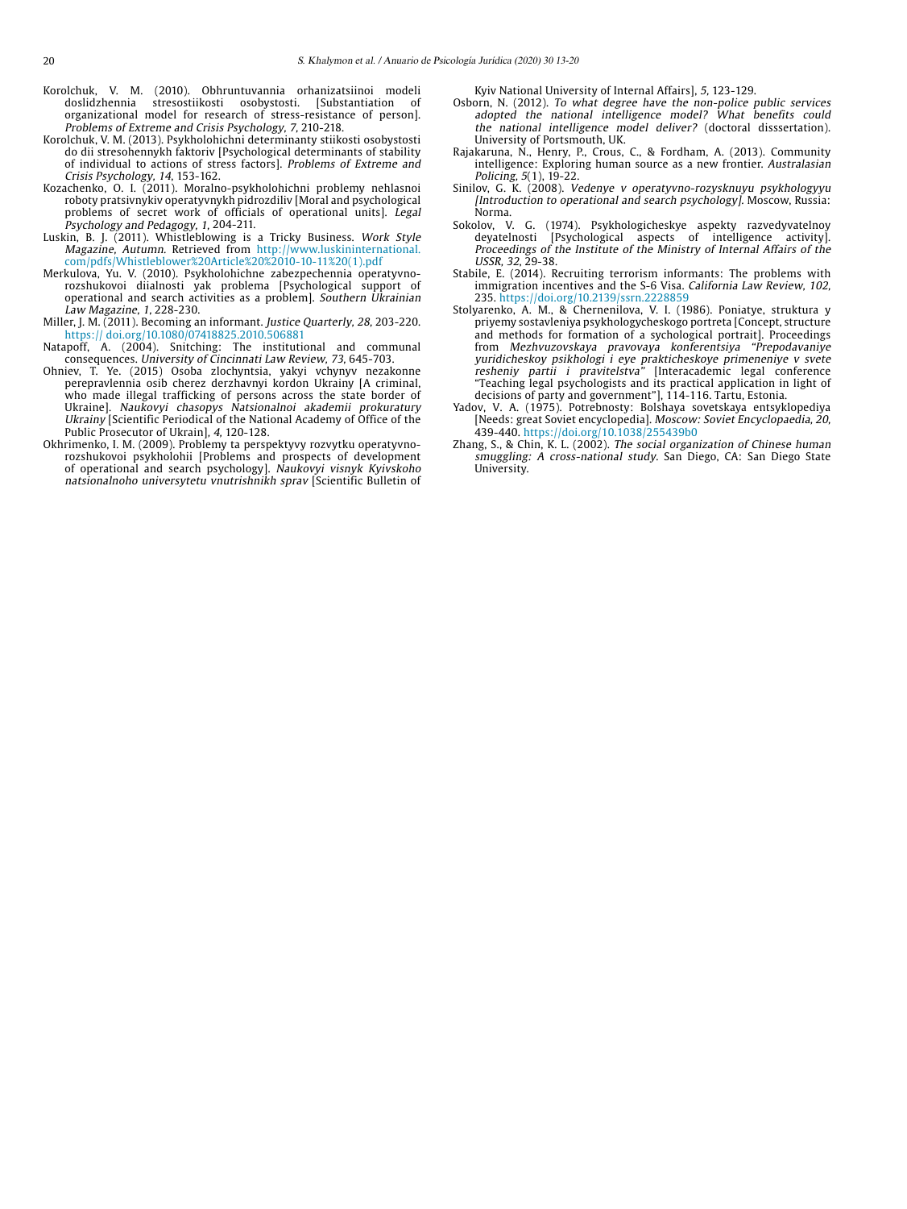Korolchuk, V. M. (2010). Obhruntuvannia orhanizatsiinoi modeli doslidzhennia stresostiikosti osobystosti. [Substantiation of organizational model for research of stress-resistance of person]. *Problems of Extreme and Crisis Psychology*, *7*, 210-218.

Korolchuk, V. M. (2013). Psykholohichni determinanty stiikosti osobystosti do dii stresohennykh faktoriv [Psychological determinants of stability of individual to actions of stress factors]. *Problems of Extreme and Crisis Psychology*, *14*, 153-162.

Kozachenko, O. I. (2011). Moralno-psykholohichni problemy nehlasnoi roboty pratsivnykiv operatyvnykh pidrozdiliv [Moral and psychological problems of secret work of officials of operational units]. *Legal Psychology and Pedagogy*, *1*, 204-211.

Luskin, B. J. (2011). Whistleblowing is a Tricky Business. *Work Style Magazine, Autumn*. Retrieved from http://www.luskininternational.com/pdfs/Whistleblower%20Article%2010-10-11%20(1).pdf

Merkulova, Yu. V. (2010). Psykholohichne zabezpechennia operatyvno-rozshukovoi diialnosti yak problema [Psychological support of operational and search activities as a problem]. *Southern Ukrainian Law Magazine*, *1*, 228-230.

Miller, J. M. (2011). Becoming an informant. *Justice Quarterly*, *28*, 203-220. https:// doi.org/10.1080/07418825.2010.506881

Natapoff, A. (2004). Snitching: The institutional and communal consequences. *University of Cincinnati Law Review*, *73*, 645-703.

Ohniev, T. Ye. (2015) Osoba zlochyntsia, yakyi vchynyv nezakonne perepravlennia osib cherez derzhavnyi kordon Ukrainy [A criminal, who made illegal trafficking of persons across the state border of Ukraine]. *Naukovyi chasopys Natsionalnoi akademii prokuratury Ukrainy* [Scientific Periodical of the National Academy of Office of the Public Prosecutor of Ukrain], *4*, 120-128.

Okhrimenko, I. M. (2009). Problemy ta perspektyvy rozvytku operatyvno-rozshukovoi psykholohii [Problems and prospects of development of operational and search psychology]. *Naukovyi visnyk Kyivskoho natsionalnoho universytetu vnutrishnikh sprav* [Scientific Bulletin of Kyiv National University of Internal Affairs], *5*, 123-129.

Osborn, N. (2012). *To what degree have the non-police public services adopted the national intelligence model? What benefits could the national intelligence model deliver?* (doctoral disssertation). University of Portsmouth, UK.

Rajakaruna, N., Henry, P., Crous, C., & Fordham, A. (2013). Community intelligence: Exploring human source as a new frontier. *Australasian Policing*, *5*(1), 19-22.

Sinilov, G. K. (2008). *Vedenye v operatyvno-rozysknuyu psykhologyyu [Introduction to operational and search psychology]*. Moscow, Russia: Norma.

Sokolov, V. G. (1974). Psykhologicheskye aspekty razvedyvatelnoy deyatelnosti [Psychological aspects of intelligence activity]. *Proceedings of the Institute of the Ministry of Internal Affairs of the USSR*, *32*, 29-38.

Stabile, E. (2014). Recruiting terrorism informants: The problems with immigration incentives and the S-6 Visa. *California Law Review*, *102*, 235. https://doi.org/10.2139/ssrn.2228859

Stolyarenko, A. M., & Chernenilova, V. I. (1986). Poniatye, struktura y priyemy sostavleniya psykhologycheskogo portreta [Concept, structure and methods for formation of a sychological portrait]. Proceedings from *Mezhvuzovskaya pravovaya konferentsiya "Prepodavaniye yuridicheskoy psikhologi i eye prakticheskoye primeneniye v svete resheniy partii i pravitelstva"* [Interacademic legal conference "Teaching legal psychologists and its practical application in light of decisions of party and government"], 114-116. Tartu, Estonia.

Yadov, V. A. (1975). Potrebnosty: Bolshaya sovetskaya entsyklopediya [Needs: great Soviet encyclopedia]. *Moscow: Soviet Encyclopaedia*, *20*, 439-440. https://doi.org/10.1038/255439b0

Zhang, S., & Chin, K. L. (2002). *The social organization of Chinese human smuggling: A cross-national study*. San Diego, CA: San Diego State University.